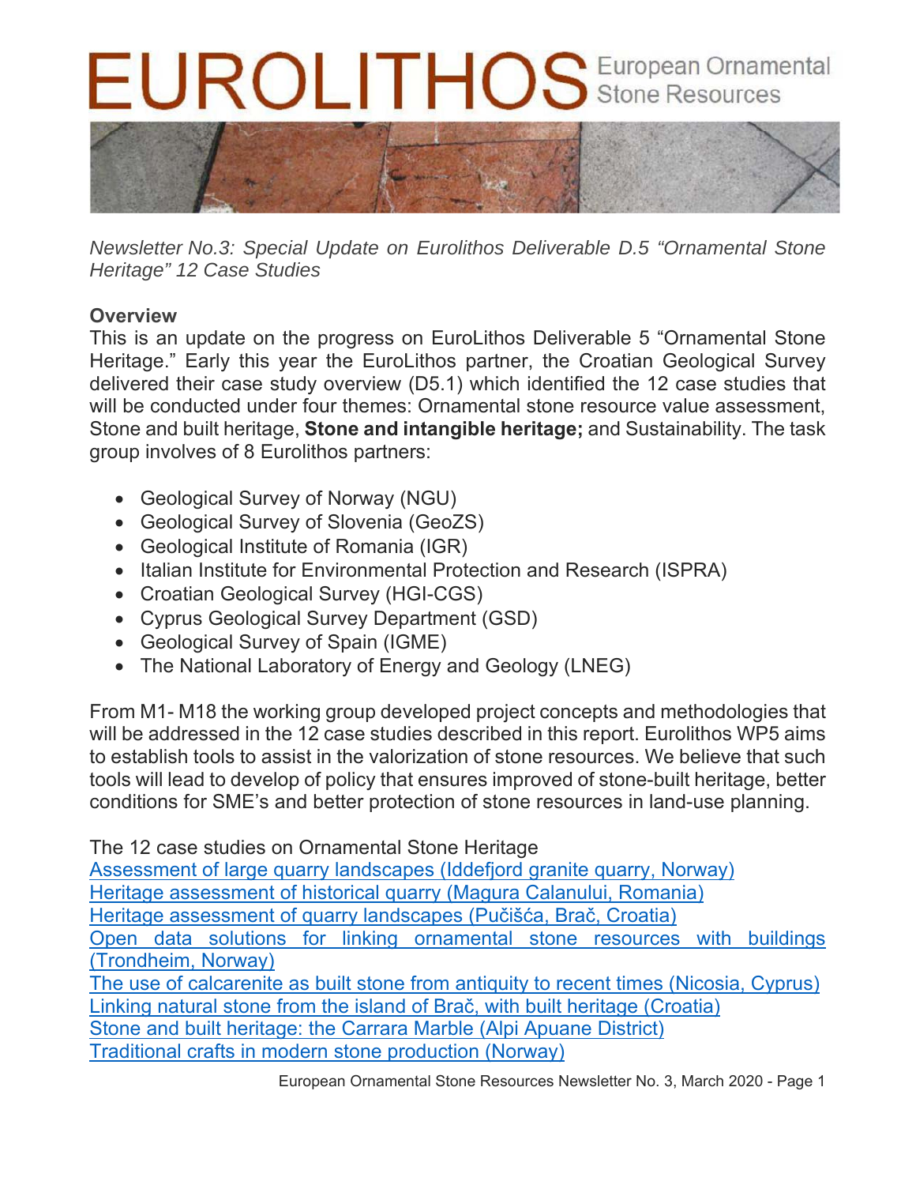# EUROLITHOS European Ornamental Stone Resources

*Newsletter No.3: Special Update on Eurolithos Deliverable D.5 "Ornamental Stone Heritage" 12 Case Studies*

## Overview

This is an update on the progress on EuroLithos Deliverable 5 "Ornamental Stone Heritage." Early this year the EuroLithos partner, the Croatian Geological Survey delivered their case study overview (D5.1) which identified the 12 case studies that will be conducted under four themes: Ornamental stone resource value assessment, Stone and built heritage, **Stone and intangible heritage;** and Sustainability. The task group involves of 8 Eurolithos partners:

- Geological Survey of Norway (NGU)
- Geological Survey of Slovenia (GeoZS)
- Geological Institute of Romania (IGR)
- Italian Institute for Environmental Protection and Research (ISPRA)
- Croatian Geological Survey (HGI-CGS)
- Cyprus Geological Survey Department (GSD)
- Geological Survey of Spain (IGME)
- The National Laboratory of Energy and Geology (LNEG)

From M1- M18 the working group developed project concepts and methodologies that will be addressed in the 12 case studies described in this report. Eurolithos WP5 aims to establish tools to assist in the valorization of stone resources. We believe that such tools will lead to develop of policy that ensures improved of stone-built heritage, better conditions for SME's and better protection of stone resources in land-use planning.

The 12 case studies on Ornamental Stone Heritage

Assessment of large quarry landscapes (Iddefjord granite quarry, Norway)
Heritage assessment of historical quarry (Magura Calanului, Romania)
Heritage assessment of quarry landscapes (Pučišća, Brač, Croatia)
Open data solutions for linking ornamental stone resources with buildings (Trondheim, Norway)
The use of calcarenite as built stone from antiquity to recent times (Nicosia, Cyprus)
Linking natural stone from the island of Brač, with built heritage (Croatia)
Stone and built heritage: the Carrara Marble (Alpi Apuane District)
Traditional crafts in modern stone production (Norway)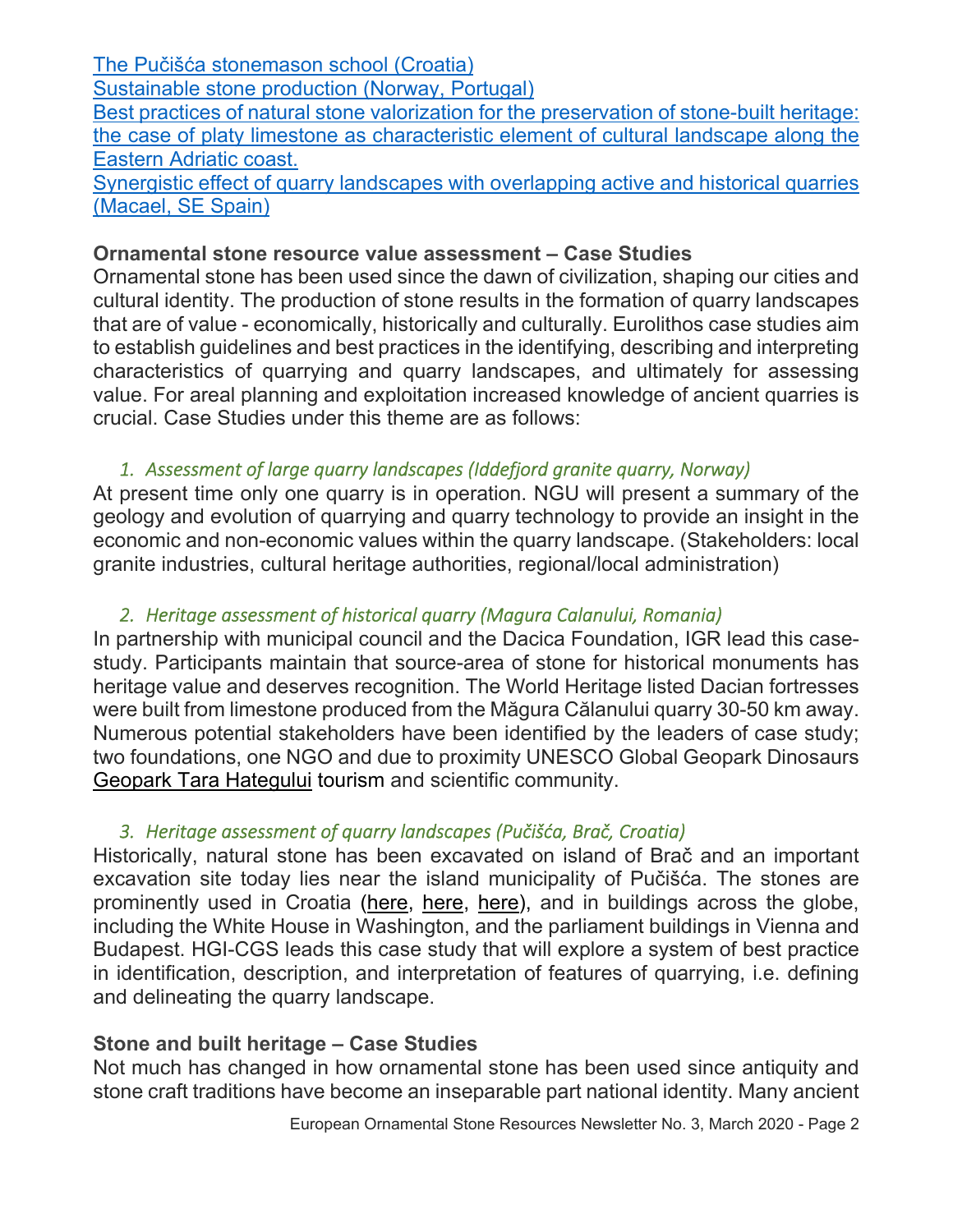[The Pučišća stonemason school (Croatia)](#)
[Sustainable stone production (Norway, Portugal)](#)
[Best practices of natural stone valorization for the preservation of stone-built heritage: the case of platy limestone as characteristic element of cultural landscape along the Eastern Adriatic coast.](#)
[Synergistic effect of quarry landscapes with overlapping active and historical quarries (Macael, SE Spain)](#)

**Ornamental stone resource value assessment – Case Studies**

Ornamental stone has been used since the dawn of civilization, shaping our cities and cultural identity. The production of stone results in the formation of quarry landscapes that are of value - economically, historically and culturally. Eurolithos case studies aim to establish guidelines and best practices in the identifying, describing and interpreting characteristics of quarrying and quarry landscapes, and ultimately for assessing value. For areal planning and exploitation increased knowledge of ancient quarries is crucial. Case Studies under this theme are as follows:

1. *Assessment of large quarry landscapes (Iddefjord granite quarry, Norway)*

At present time only one quarry is in operation. NGU will present a summary of the geology and evolution of quarrying and quarry technology to provide an insight in the economic and non-economic values within the quarry landscape. (Stakeholders: local granite industries, cultural heritage authorities, regional/local administration)

2. *Heritage assessment of historical quarry (Magura Calanului, Romania)*

In partnership with municipal council and the Dacica Foundation, IGR lead this case-study. Participants maintain that source-area of stone for historical monuments has heritage value and deserves recognition. The World Heritage listed Dacian fortresses were built from limestone produced from the Măgura Călanului quarry 30-50 km away. Numerous potential stakeholders have been identified by the leaders of case study; two foundations, one NGO and due to proximity UNESCO Global Geopark Dinosaurs [Geopark Tara Hategului](#) tourism and scientific community.

3. *Heritage assessment of quarry landscapes (Pučišća, Brač, Croatia)*

Historically, natural stone has been excavated on island of Brač and an important excavation site today lies near the island municipality of Pučišća. The stones are prominently used in Croatia ([here](#), [here](#), [here](#)), and in buildings across the globe, including the White House in Washington, and the parliament buildings in Vienna and Budapest. HGI-CGS leads this case study that will explore a system of best practice in identification, description, and interpretation of features of quarrying, i.e. defining and delineating the quarry landscape.

**Stone and built heritage – Case Studies**

Not much has changed in how ornamental stone has been used since antiquity and stone craft traditions have become an inseparable part national identity. Many ancient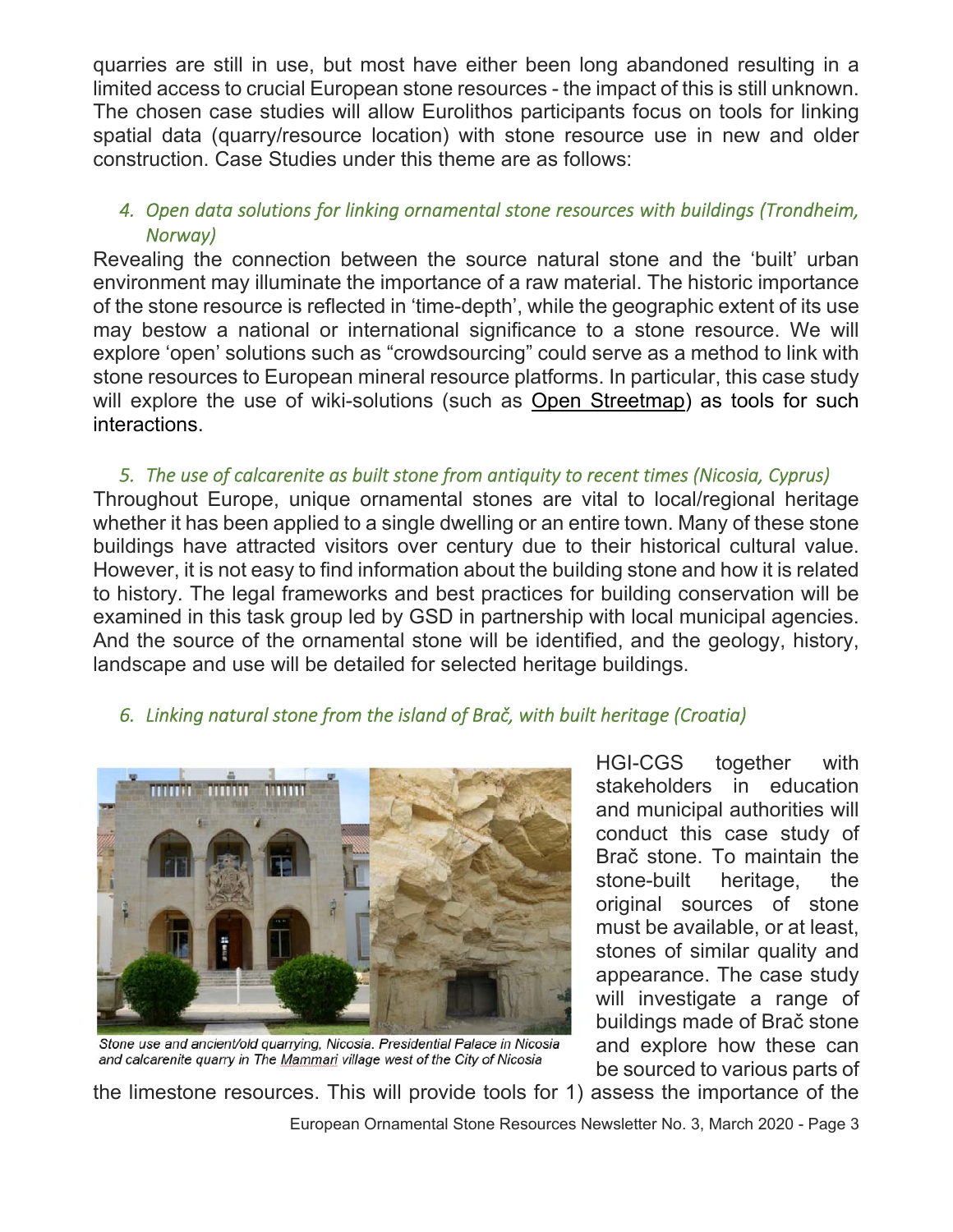quarries are still in use, but most have either been long abandoned resulting in a limited access to crucial European stone resources - the impact of this is still unknown. The chosen case studies will allow Eurolithos participants focus on tools for linking spatial data (quarry/resource location) with stone resource use in new and older construction. Case Studies under this theme are as follows:

### *4. Open data solutions for linking ornamental stone resources with buildings (Trondheim, Norway)*

Revealing the connection between the source natural stone and the 'built' urban environment may illuminate the importance of a raw material. The historic importance of the stone resource is reflected in 'time-depth', while the geographic extent of its use may bestow a national or international significance to a stone resource. We will explore 'open' solutions such as "crowdsourcing" could serve as a method to link with stone resources to European mineral resource platforms. In particular, this case study will explore the use of wiki-solutions (such as Open Streetmap) as tools for such interactions.

### *5. The use of calcarenite as built stone from antiquity to recent times (Nicosia, Cyprus)*

Throughout Europe, unique ornamental stones are vital to local/regional heritage whether it has been applied to a single dwelling or an entire town. Many of these stone buildings have attracted visitors over century due to their historical cultural value. However, it is not easy to find information about the building stone and how it is related to history. The legal frameworks and best practices for building conservation will be examined in this task group led by GSD in partnership with local municipal agencies. And the source of the ornamental stone will be identified, and the geology, history, landscape and use will be detailed for selected heritage buildings.

### *6. Linking natural stone from the island of Brač, with built heritage (Croatia)*

*Stone use and ancient/old quarrying, Nicosia. Presidential Palace in Nicosia and calcarenite quarry in The Mammari village west of the City of Nicosia*

HGI-CGS together with stakeholders in education and municipal authorities will conduct this case study of Brač stone. To maintain the stone-built heritage, the original sources of stone must be available, or at least, stones of similar quality and appearance. The case study will investigate a range of buildings made of Brač stone and explore how these can be sourced to various parts of the limestone resources. This will provide tools for 1) assess the importance of the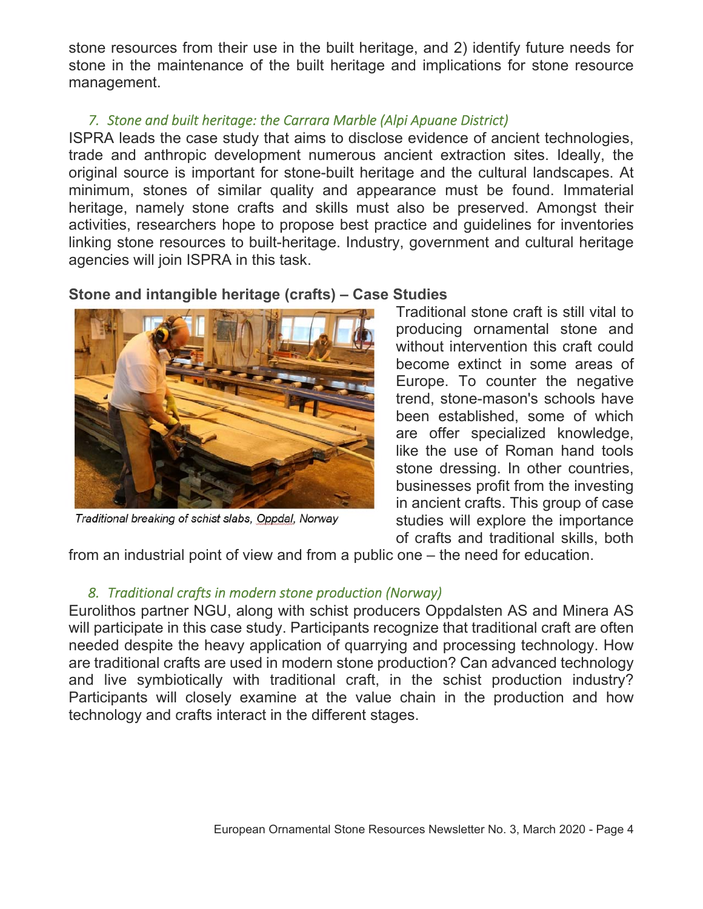stone resources from their use in the built heritage, and 2) identify future needs for stone in the maintenance of the built heritage and implications for stone resource management.

### *7. Stone and built heritage: the Carrara Marble (Alpi Apuane District)*

ISPRA leads the case study that aims to disclose evidence of ancient technologies, trade and anthropic development numerous ancient extraction sites. Ideally, the original source is important for stone-built heritage and the cultural landscapes. At minimum, stones of similar quality and appearance must be found. Immaterial heritage, namely stone crafts and skills must also be preserved. Amongst their activities, researchers hope to propose best practice and guidelines for inventories linking stone resources to built-heritage. Industry, government and cultural heritage agencies will join ISPRA in this task.

## **Stone and intangible heritage (crafts) – Case Studies**

*Traditional breaking of schist slabs, Oppdal, Norway*

Traditional stone craft is still vital to producing ornamental stone and without intervention this craft could become extinct in some areas of Europe. To counter the negative trend, stone-mason's schools have been established, some of which are offer specialized knowledge, like the use of Roman hand tools stone dressing. In other countries, businesses profit from the investing in ancient crafts. This group of case studies will explore the importance of crafts and traditional skills, both from an industrial point of view and from a public one – the need for education.

### *8. Traditional crafts in modern stone production (Norway)*

Eurolithos partner NGU, along with schist producers Oppdalsten AS and Minera AS will participate in this case study. Participants recognize that traditional craft are often needed despite the heavy application of quarrying and processing technology. How are traditional crafts are used in modern stone production? Can advanced technology and live symbiotically with traditional craft, in the schist production industry? Participants will closely examine at the value chain in the production and how technology and crafts interact in the different stages.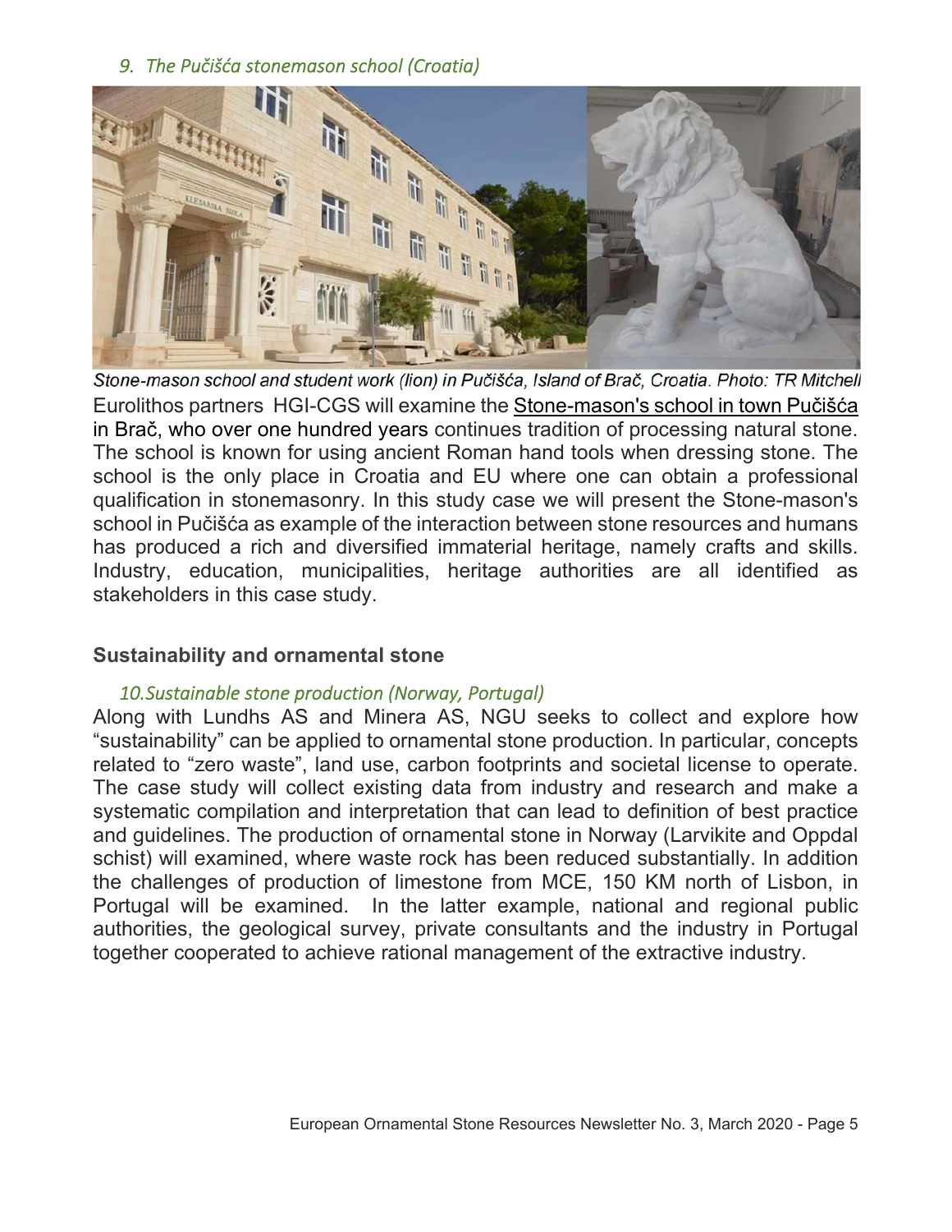*9. The Pučišća stonemason school (Croatia)*

*Stone-mason school and student work (lion) in Pučišća, Island of Brač, Croatia. Photo: TR Mitchell*

Eurolithos partners HGI-CGS will examine the Stone-mason's school in town Pučišća in Brač, who over one hundred years continues tradition of processing natural stone. The school is known for using ancient Roman hand tools when dressing stone. The school is the only place in Croatia and EU where one can obtain a professional qualification in stonemasonry. In this study case we will present the Stone-mason's school in Pučišća as example of the interaction between stone resources and humans has produced a rich and diversified immaterial heritage, namely crafts and skills. Industry, education, municipalities, heritage authorities are all identified as stakeholders in this case study.

## Sustainability and ornamental stone

*10. Sustainable stone production (Norway, Portugal)*

Along with Lundhs AS and Minera AS, NGU seeks to collect and explore how "sustainability" can be applied to ornamental stone production. In particular, concepts related to "zero waste", land use, carbon footprints and societal license to operate. The case study will collect existing data from industry and research and make a systematic compilation and interpretation that can lead to definition of best practice and guidelines. The production of ornamental stone in Norway (Larvikite and Oppdal schist) will examined, where waste rock has been reduced substantially. In addition the challenges of production of limestone from MCE, 150 KM north of Lisbon, in Portugal will be examined. In the latter example, national and regional public authorities, the geological survey, private consultants and the industry in Portugal together cooperated to achieve rational management of the extractive industry.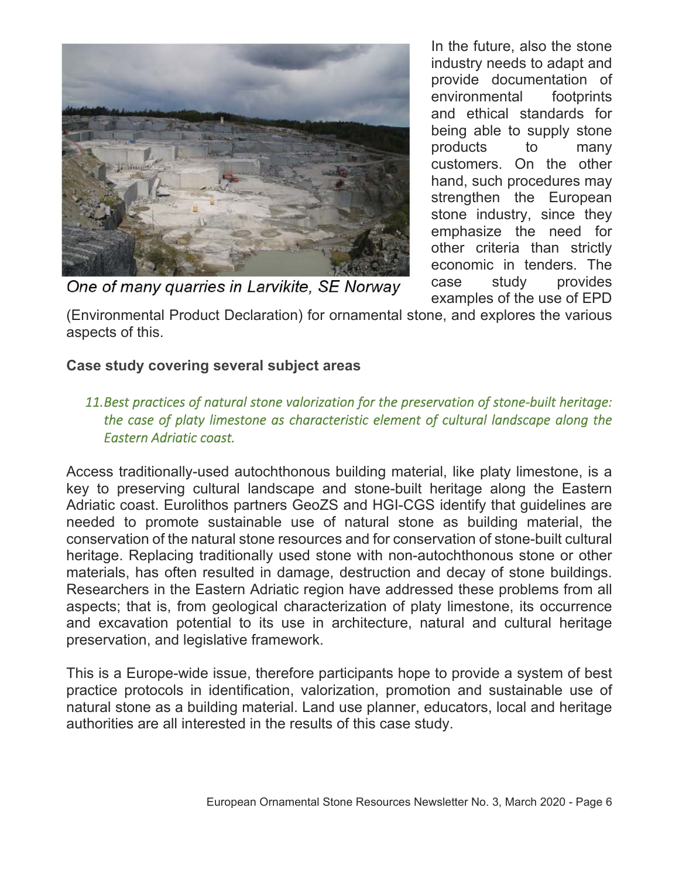One of many quarries in Larvikite, SE Norway

In the future, also the stone industry needs to adapt and provide documentation of environmental footprints and ethical standards for being able to supply stone products to many customers. On the other hand, such procedures may strengthen the European stone industry, since they emphasize the need for other criteria than strictly economic in tenders. The case study provides examples of the use of EPD (Environmental Product Declaration) for ornamental stone, and explores the various aspects of this.

**Case study covering several subject areas**

### *11. Best practices of natural stone valorization for the preservation of stone-built heritage: the case of platy limestone as characteristic element of cultural landscape along the Eastern Adriatic coast.*

Access traditionally-used autochthonous building material, like platy limestone, is a key to preserving cultural landscape and stone-built heritage along the Eastern Adriatic coast. Eurolithos partners GeoZS and HGI-CGS identify that guidelines are needed to promote sustainable use of natural stone as building material, the conservation of the natural stone resources and for conservation of stone-built cultural heritage. Replacing traditionally used stone with non-autochthonous stone or other materials, has often resulted in damage, destruction and decay of stone buildings. Researchers in the Eastern Adriatic region have addressed these problems from all aspects; that is, from geological characterization of platy limestone, its occurrence and excavation potential to its use in architecture, natural and cultural heritage preservation, and legislative framework.

This is a Europe-wide issue, therefore participants hope to provide a system of best practice protocols in identification, valorization, promotion and sustainable use of natural stone as a building material. Land use planner, educators, local and heritage authorities are all interested in the results of this case study.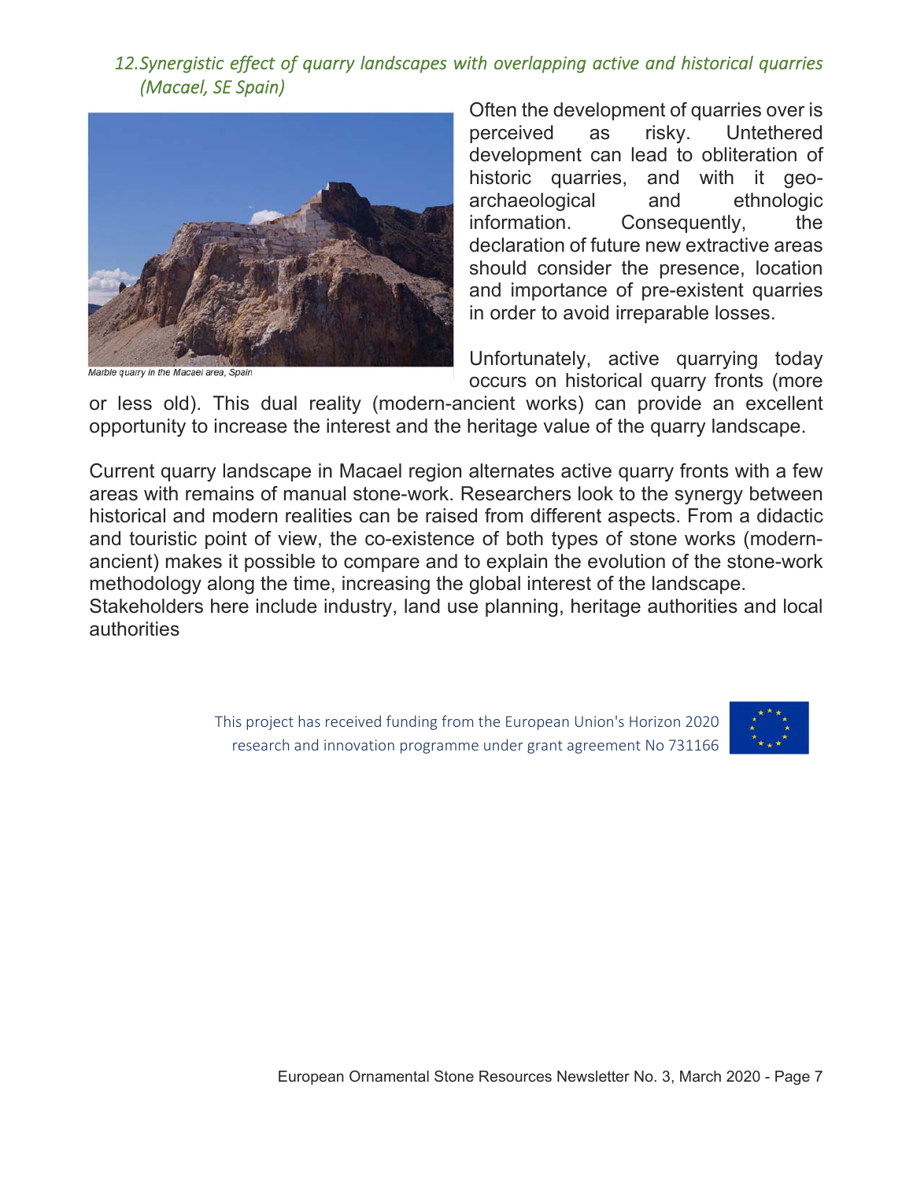## *12.Synergistic effect of quarry landscapes with overlapping active and historical quarries (Macael, SE Spain)*

Marble quarry in the Macael area, Spain

Often the development of quarries over is perceived as risky. Untethered development can lead to obliteration of historic quarries, and with it geo-archaeological and ethnologic information. Consequently, the declaration of future new extractive areas should consider the presence, location and importance of pre-existent quarries in order to avoid irreparable losses.

Unfortunately, active quarrying today occurs on historical quarry fronts (more or less old). This dual reality (modern-ancient works) can provide an excellent opportunity to increase the interest and the heritage value of the quarry landscape.

Current quarry landscape in Macael region alternates active quarry fronts with a few areas with remains of manual stone-work. Researchers look to the synergy between historical and modern realities can be raised from different aspects. From a didactic and touristic point of view, the co-existence of both types of stone works (modern-ancient) makes it possible to compare and to explain the evolution of the stone-work methodology along the time, increasing the global interest of the landscape.
Stakeholders here include industry, land use planning, heritage authorities and local authorities

This project has received funding from the European Union's Horizon 2020 research and innovation programme under grant agreement No 731166